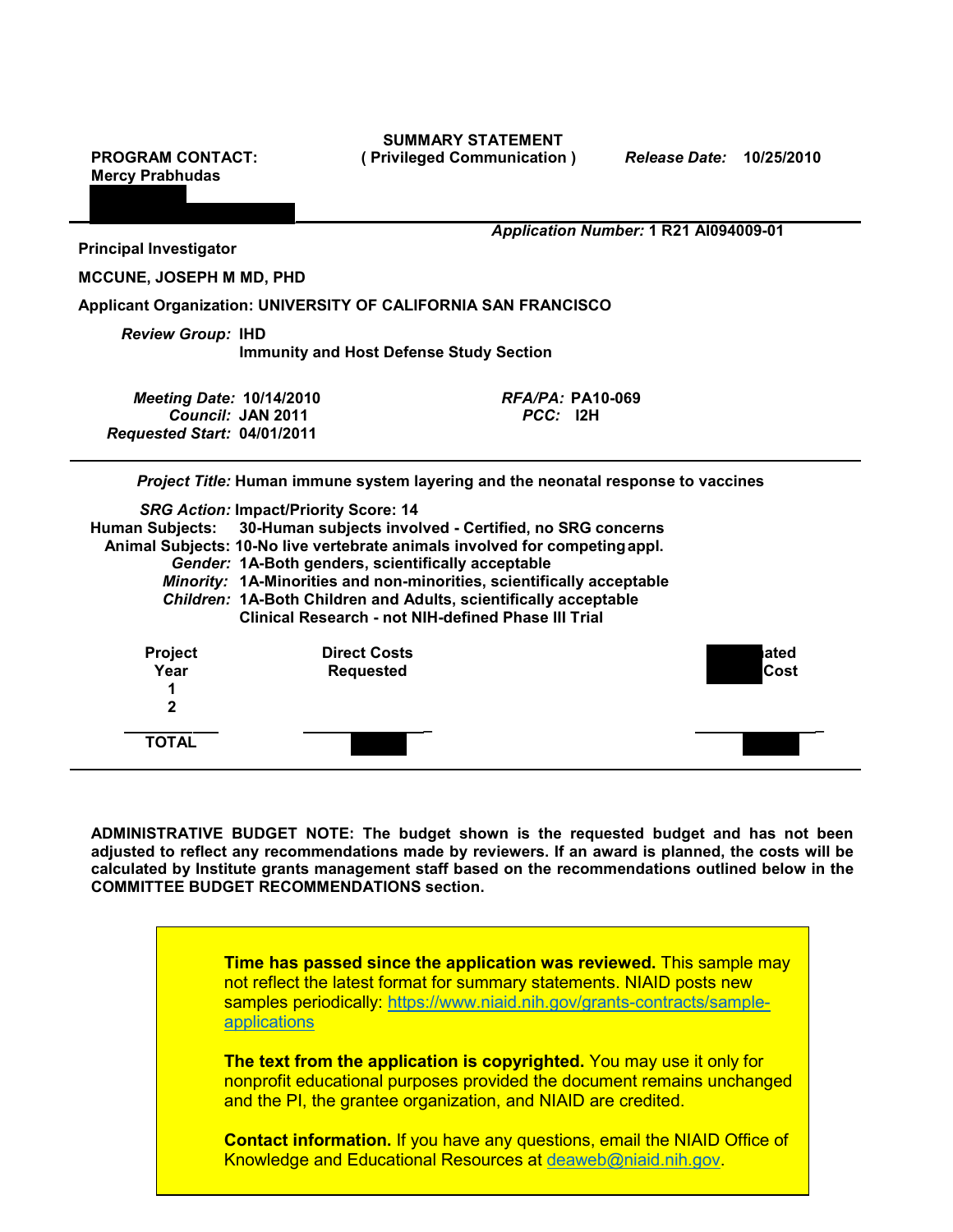**PROGRAM CONTACT:**
**Mercy Prabhudas**

**SUMMARY STATEMENT**
**( Privileged Communication )**

*Release Date:* **10/25/2010**

*Application Number:* **1 R21 AI094009-01**

**Principal Investigator**

**MCCUNE, JOSEPH M MD, PHD**

**Applicant Organization: UNIVERSITY OF CALIFORNIA SAN FRANCISCO**

*Review Group:* **IHD**
**Immunity and Host Defense Study Section**

*Meeting Date:* **10/14/2010**
*Council:* **JAN 2011**
*Requested Start:* **04/01/2011**

*RFA/PA:* **PA10-069**
*PCC:* **I2H**

*Project Title:* **Human immune system layering and the neonatal response to vaccines**

*SRG Action:* **Impact/Priority Score: 14**
**Human Subjects: 30-Human subjects involved - Certified, no SRG concerns**
**Animal Subjects: 10-No live vertebrate animals involved for competing appl.**
*Gender:* **1A-Both genders, scientifically acceptable**
*Minority:* **1A-Minorities and non-minorities, scientifically acceptable**
*Children:* **1A-Both Children and Adults, scientifically acceptable**
**Clinical Research - not NIH-defined Phase III Trial**

| Project Year | Direct Costs Requested | ated Cost |
|---|---|---|
| 1 | | |
| 2 | | |
| TOTAL | | |

**ADMINISTRATIVE BUDGET NOTE: The budget shown is the requested budget and has not been adjusted to reflect any recommendations made by reviewers. If an award is planned, the costs will be calculated by Institute grants management staff based on the recommendations outlined below in the COMMITTEE BUDGET RECOMMENDATIONS section.**

**Time has passed since the application was reviewed.** This sample may not reflect the latest format for summary statements. NIAID posts new samples periodically: https://www.niaid.nih.gov/grants-contracts/sample-applications

**The text from the application is copyrighted.** You may use it only for nonprofit educational purposes provided the document remains unchanged and the PI, the grantee organization, and NIAID are credited.

**Contact information.** If you have any questions, email the NIAID Office of Knowledge and Educational Resources at deaweb@niaid.nih.gov.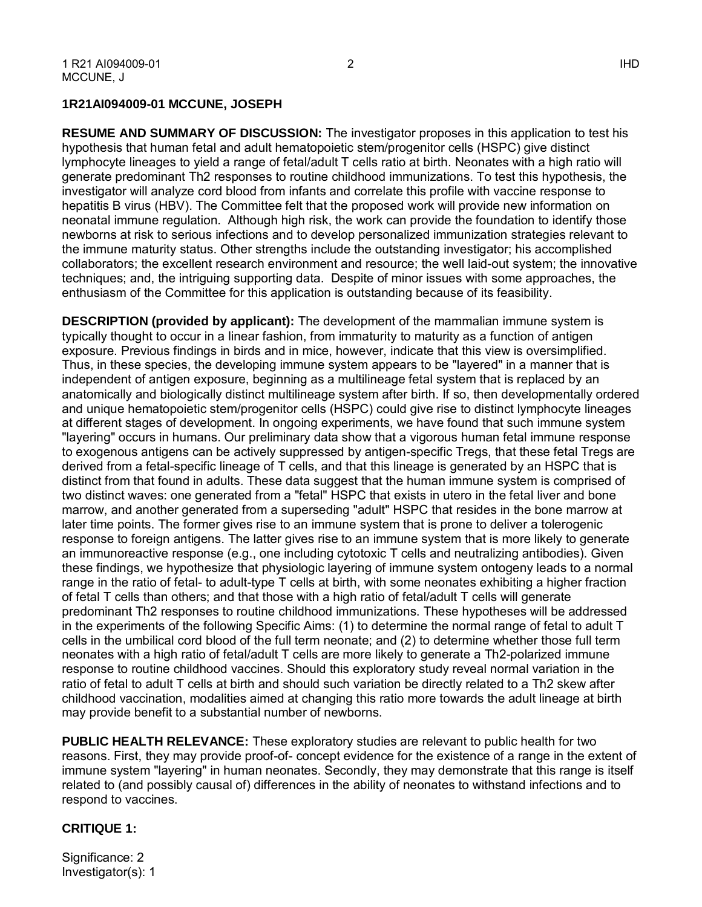**1R21AI094009-01 MCCUNE, JOSEPH**

**RESUME AND SUMMARY OF DISCUSSION:** The investigator proposes in this application to test his hypothesis that human fetal and adult hematopoietic stem/progenitor cells (HSPC) give distinct lymphocyte lineages to yield a range of fetal/adult T cells ratio at birth. Neonates with a high ratio will generate predominant Th2 responses to routine childhood immunizations. To test this hypothesis, the investigator will analyze cord blood from infants and correlate this profile with vaccine response to hepatitis B virus (HBV). The Committee felt that the proposed work will provide new information on neonatal immune regulation. Although high risk, the work can provide the foundation to identify those newborns at risk to serious infections and to develop personalized immunization strategies relevant to the immune maturity status. Other strengths include the outstanding investigator; his accomplished collaborators; the excellent research environment and resource; the well laid-out system; the innovative techniques; and, the intriguing supporting data. Despite of minor issues with some approaches, the enthusiasm of the Committee for this application is outstanding because of its feasibility.

**DESCRIPTION (provided by applicant):** The development of the mammalian immune system is typically thought to occur in a linear fashion, from immaturity to maturity as a function of antigen exposure. Previous findings in birds and in mice, however, indicate that this view is oversimplified. Thus, in these species, the developing immune system appears to be "layered" in a manner that is independent of antigen exposure, beginning as a multilineage fetal system that is replaced by an anatomically and biologically distinct multilineage system after birth. If so, then developmentally ordered and unique hematopoietic stem/progenitor cells (HSPC) could give rise to distinct lymphocyte lineages at different stages of development. In ongoing experiments, we have found that such immune system "layering" occurs in humans. Our preliminary data show that a vigorous human fetal immune response to exogenous antigens can be actively suppressed by antigen-specific Tregs, that these fetal Tregs are derived from a fetal-specific lineage of T cells, and that this lineage is generated by an HSPC that is distinct from that found in adults. These data suggest that the human immune system is comprised of two distinct waves: one generated from a "fetal" HSPC that exists in utero in the fetal liver and bone marrow, and another generated from a superseding "adult" HSPC that resides in the bone marrow at later time points. The former gives rise to an immune system that is prone to deliver a tolerogenic response to foreign antigens. The latter gives rise to an immune system that is more likely to generate an immunoreactive response (e.g., one including cytotoxic T cells and neutralizing antibodies). Given these findings, we hypothesize that physiologic layering of immune system ontogeny leads to a normal range in the ratio of fetal- to adult-type T cells at birth, with some neonates exhibiting a higher fraction of fetal T cells than others; and that those with a high ratio of fetal/adult T cells will generate predominant Th2 responses to routine childhood immunizations. These hypotheses will be addressed in the experiments of the following Specific Aims: (1) to determine the normal range of fetal to adult T cells in the umbilical cord blood of the full term neonate; and (2) to determine whether those full term neonates with a high ratio of fetal/adult T cells are more likely to generate a Th2-polarized immune response to routine childhood vaccines. Should this exploratory study reveal normal variation in the ratio of fetal to adult T cells at birth and should such variation be directly related to a Th2 skew after childhood vaccination, modalities aimed at changing this ratio more towards the adult lineage at birth may provide benefit to a substantial number of newborns.

**PUBLIC HEALTH RELEVANCE:** These exploratory studies are relevant to public health for two reasons. First, they may provide proof-of- concept evidence for the existence of a range in the extent of immune system "layering" in human neonates. Secondly, they may demonstrate that this range is itself related to (and possibly causal of) differences in the ability of neonates to withstand infections and to respond to vaccines.

**CRITIQUE 1:**

Significance: 2
Investigator(s): 1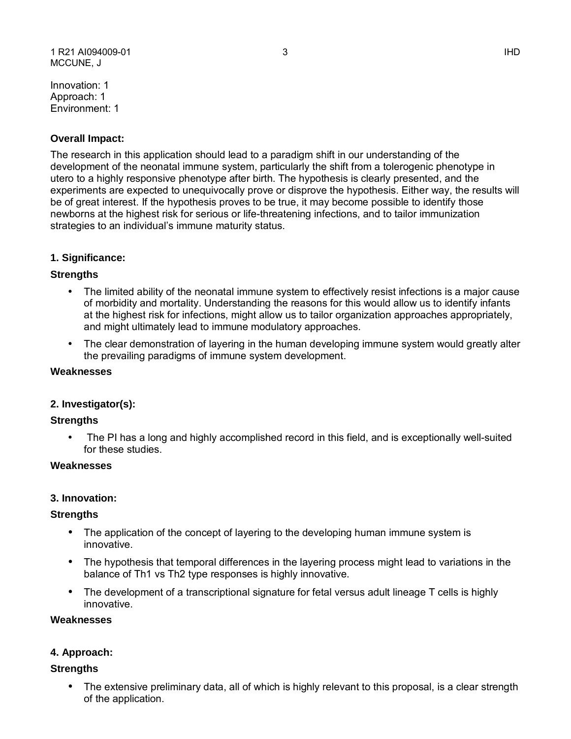Innovation: 1
Approach: 1
Environment: 1

**Overall Impact:**

The research in this application should lead to a paradigm shift in our understanding of the development of the neonatal immune system, particularly the shift from a tolerogenic phenotype in utero to a highly responsive phenotype after birth. The hypothesis is clearly presented, and the experiments are expected to unequivocally prove or disprove the hypothesis. Either way, the results will be of great interest. If the hypothesis proves to be true, it may become possible to identify those newborns at the highest risk for serious or life-threatening infections, and to tailor immunization strategies to an individual's immune maturity status.

**1. Significance:**

**Strengths**

- The limited ability of the neonatal immune system to effectively resist infections is a major cause of morbidity and mortality. Understanding the reasons for this would allow us to identify infants at the highest risk for infections, might allow us to tailor organization approaches appropriately, and might ultimately lead to immune modulatory approaches.
- The clear demonstration of layering in the human developing immune system would greatly alter the prevailing paradigms of immune system development.

**Weaknesses**

**2. Investigator(s):**

**Strengths**

- The PI has a long and highly accomplished record in this field, and is exceptionally well-suited for these studies.

**Weaknesses**

**3. Innovation:**

**Strengths**

- The application of the concept of layering to the developing human immune system is innovative.
- The hypothesis that temporal differences in the layering process might lead to variations in the balance of Th1 vs Th2 type responses is highly innovative.
- The development of a transcriptional signature for fetal versus adult lineage T cells is highly innovative.

**Weaknesses**

**4. Approach:**

**Strengths**

- The extensive preliminary data, all of which is highly relevant to this proposal, is a clear strength of the application.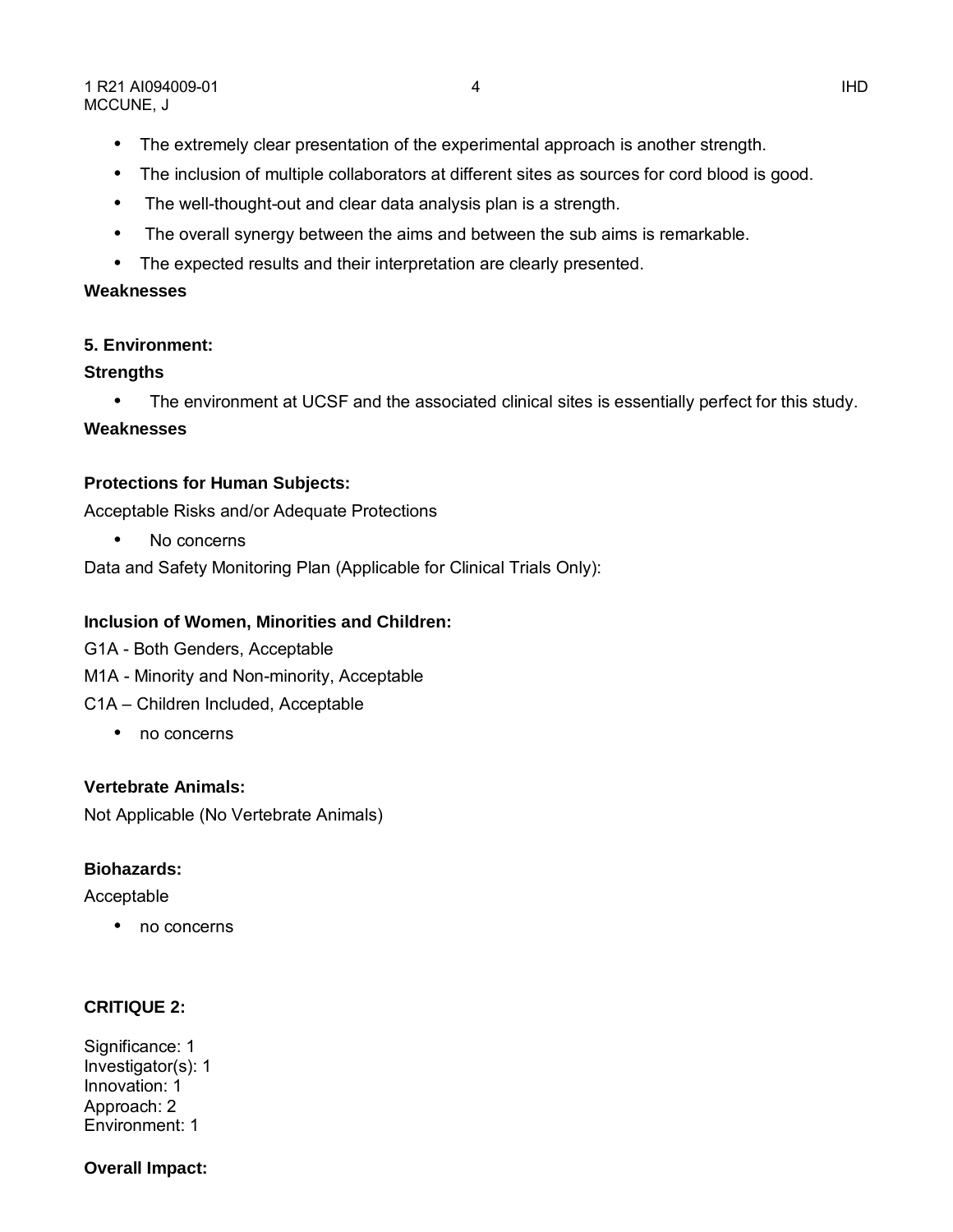- The extremely clear presentation of the experimental approach is another strength.
- The inclusion of multiple collaborators at different sites as sources for cord blood is good.
- The well-thought-out and clear data analysis plan is a strength.
- The overall synergy between the aims and between the sub aims is remarkable.
- The expected results and their interpretation are clearly presented.

**Weaknesses**

**5. Environment:**

**Strengths**

- The environment at UCSF and the associated clinical sites is essentially perfect for this study.

**Weaknesses**

**Protections for Human Subjects:**

Acceptable Risks and/or Adequate Protections

- No concerns

Data and Safety Monitoring Plan (Applicable for Clinical Trials Only):

**Inclusion of Women, Minorities and Children:**

G1A - Both Genders, Acceptable

M1A - Minority and Non-minority, Acceptable

C1A – Children Included, Acceptable

- no concerns

**Vertebrate Animals:**

Not Applicable (No Vertebrate Animals)

**Biohazards:**

Acceptable

- no concerns

**CRITIQUE 2:**

Significance: 1
Investigator(s): 1
Innovation: 1
Approach: 2
Environment: 1

**Overall Impact:**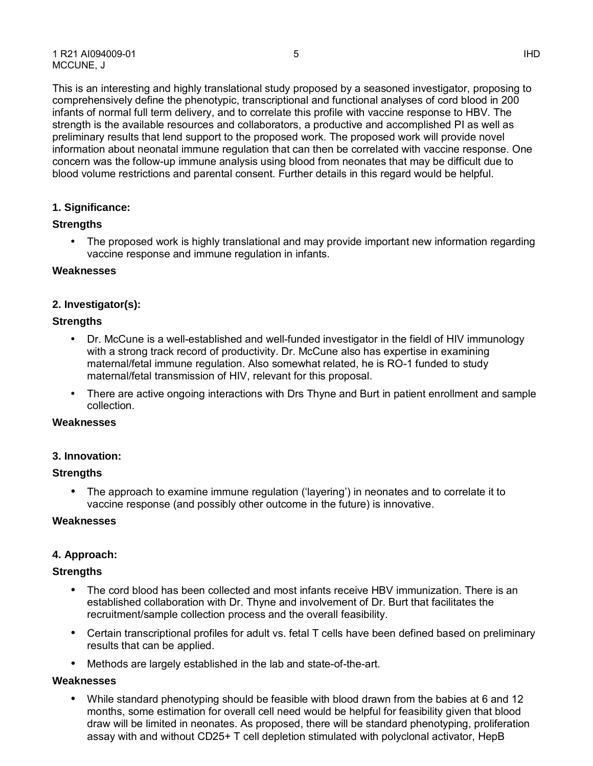This is an interesting and highly translational study proposed by a seasoned investigator, proposing to comprehensively define the phenotypic, transcriptional and functional analyses of cord blood in 200 infants of normal full term delivery, and to correlate this profile with vaccine response to HBV. The strength is the available resources and collaborators, a productive and accomplished PI as well as preliminary results that lend support to the proposed work. The proposed work will provide novel information about neonatal immune regulation that can then be correlated with vaccine response. One concern was the follow-up immune analysis using blood from neonates that may be difficult due to blood volume restrictions and parental consent. Further details in this regard would be helpful.

**1. Significance:**

**Strengths**

- The proposed work is highly translational and may provide important new information regarding vaccine response and immune regulation in infants.

**Weaknesses**

**2. Investigator(s):**

**Strengths**

- Dr. McCune is a well-established and well-funded investigator in the fieldl of HIV immunology with a strong track record of productivity. Dr. McCune also has expertise in examining maternal/fetal immune regulation. Also somewhat related, he is RO-1 funded to study maternal/fetal transmission of HIV, relevant for this proposal.
- There are active ongoing interactions with Drs Thyne and Burt in patient enrollment and sample collection.

**Weaknesses**

**3. Innovation:**

**Strengths**

- The approach to examine immune regulation ('layering') in neonates and to correlate it to vaccine response (and possibly other outcome in the future) is innovative.

**Weaknesses**

**4. Approach:**

**Strengths**

- The cord blood has been collected and most infants receive HBV immunization. There is an established collaboration with Dr. Thyne and involvement of Dr. Burt that facilitates the recruitment/sample collection process and the overall feasibility.
- Certain transcriptional profiles for adult vs. fetal T cells have been defined based on preliminary results that can be applied.
- Methods are largely established in the lab and state-of-the-art.

**Weaknesses**

- While standard phenotyping should be feasible with blood drawn from the babies at 6 and 12 months, some estimation for overall cell need would be helpful for feasibility given that blood draw will be limited in neonates. As proposed, there will be standard phenotyping, proliferation assay with and without CD25+ T cell depletion stimulated with polyclonal activator, HepB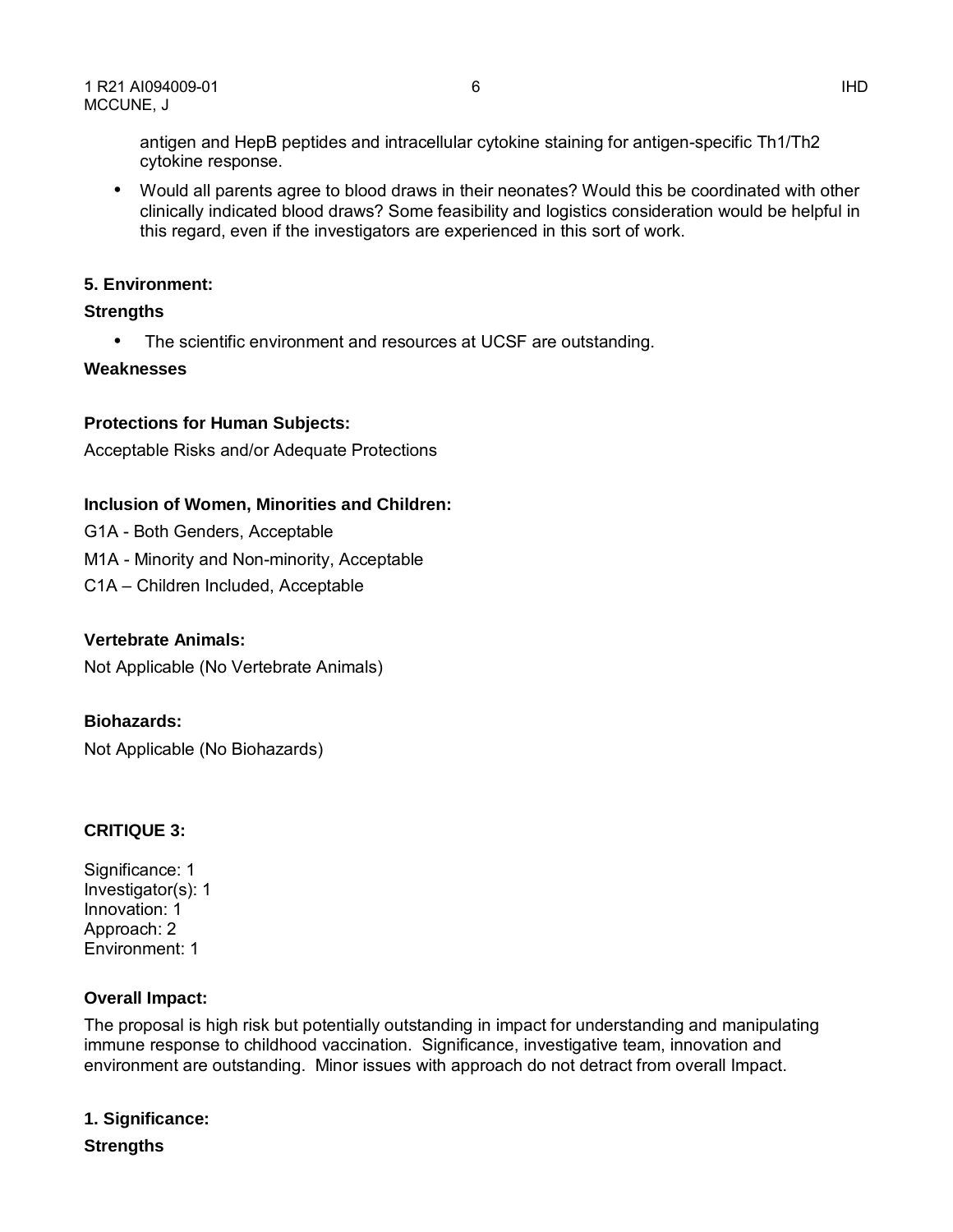antigen and HepB peptides and intracellular cytokine staining for antigen-specific Th1/Th2 cytokine response.

- Would all parents agree to blood draws in their neonates? Would this be coordinated with other clinically indicated blood draws? Some feasibility and logistics consideration would be helpful in this regard, even if the investigators are experienced in this sort of work.

**5. Environment:**

**Strengths**

- The scientific environment and resources at UCSF are outstanding.

**Weaknesses**

**Protections for Human Subjects:**

Acceptable Risks and/or Adequate Protections

**Inclusion of Women, Minorities and Children:**

G1A - Both Genders, Acceptable

M1A - Minority and Non-minority, Acceptable

C1A – Children Included, Acceptable

**Vertebrate Animals:**

Not Applicable (No Vertebrate Animals)

**Biohazards:**

Not Applicable (No Biohazards)

**CRITIQUE 3:**

Significance: 1
Investigator(s): 1
Innovation: 1
Approach: 2
Environment: 1

**Overall Impact:**

The proposal is high risk but potentially outstanding in impact for understanding and manipulating immune response to childhood vaccination. Significance, investigative team, innovation and environment are outstanding. Minor issues with approach do not detract from overall Impact.

**1. Significance:**

**Strengths**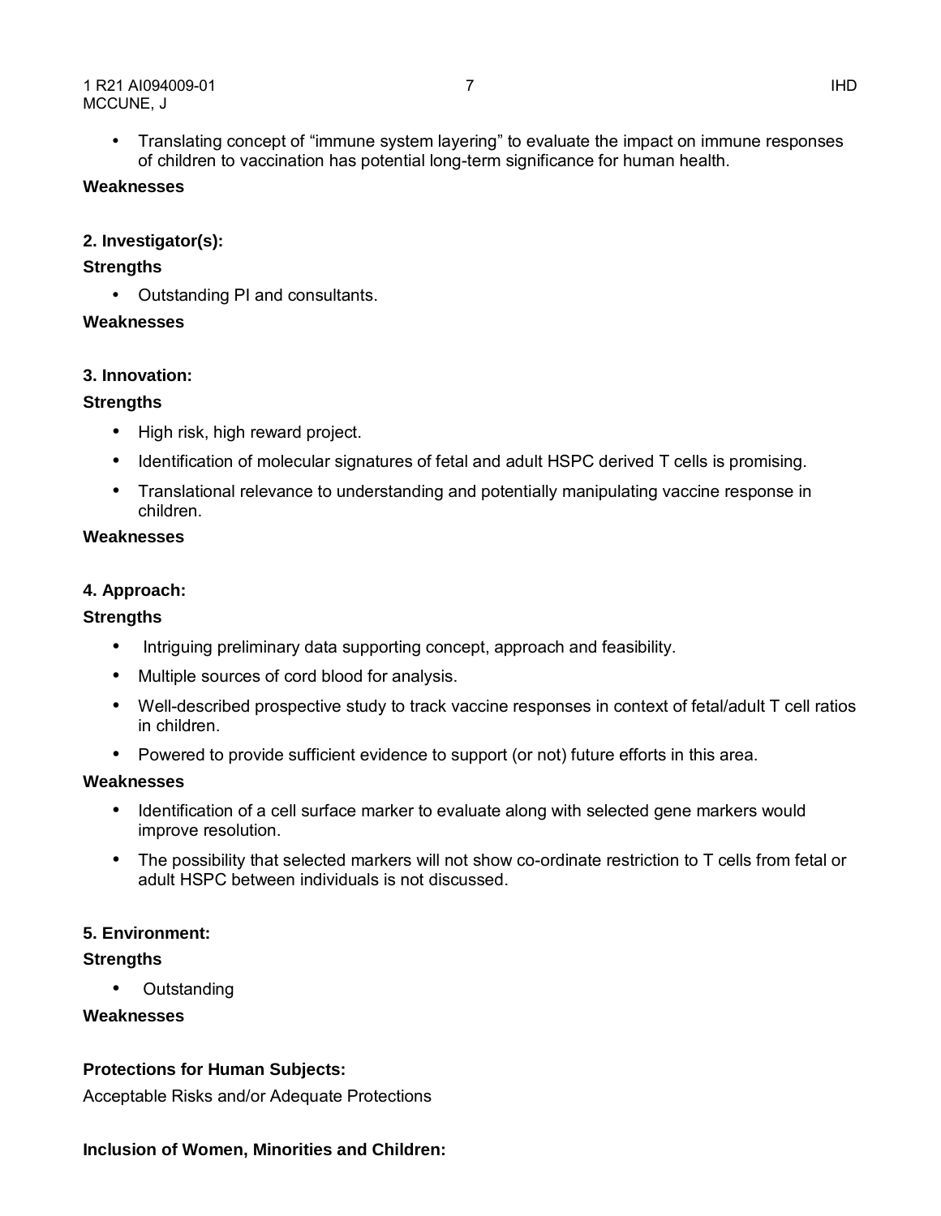- Translating concept of “immune system layering” to evaluate the impact on immune responses of children to vaccination has potential long-term significance for human health.

**Weaknesses**

**2. Investigator(s):**

**Strengths**

- Outstanding PI and consultants.

**Weaknesses**

**3. Innovation:**

**Strengths**

- High risk, high reward project.
- Identification of molecular signatures of fetal and adult HSPC derived T cells is promising.
- Translational relevance to understanding and potentially manipulating vaccine response in children.

**Weaknesses**

**4. Approach:**

**Strengths**

- Intriguing preliminary data supporting concept, approach and feasibility.
- Multiple sources of cord blood for analysis.
- Well-described prospective study to track vaccine responses in context of fetal/adult T cell ratios in children.
- Powered to provide sufficient evidence to support (or not) future efforts in this area.

**Weaknesses**

- Identification of a cell surface marker to evaluate along with selected gene markers would improve resolution.
- The possibility that selected markers will not show co-ordinate restriction to T cells from fetal or adult HSPC between individuals is not discussed.

**5. Environment:**

**Strengths**

- Outstanding

**Weaknesses**

**Protections for Human Subjects:**

Acceptable Risks and/or Adequate Protections

**Inclusion of Women, Minorities and Children:**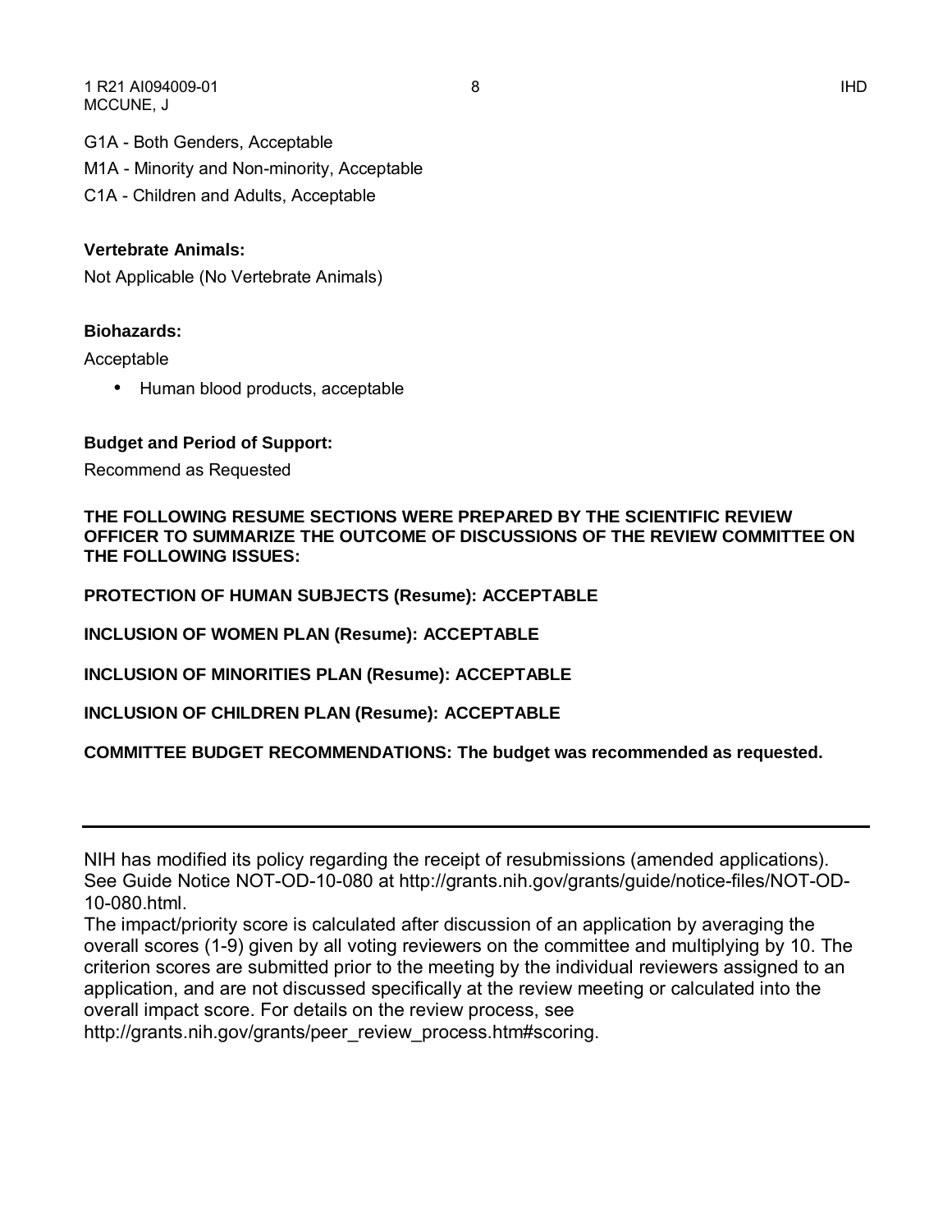G1A - Both Genders, Acceptable

M1A - Minority and Non-minority, Acceptable

C1A - Children and Adults, Acceptable

**Vertebrate Animals:**

Not Applicable (No Vertebrate Animals)

**Biohazards:**

Acceptable

- Human blood products, acceptable

**Budget and Period of Support:**

Recommend as Requested

**THE FOLLOWING RESUME SECTIONS WERE PREPARED BY THE SCIENTIFIC REVIEW OFFICER TO SUMMARIZE THE OUTCOME OF DISCUSSIONS OF THE REVIEW COMMITTEE ON THE FOLLOWING ISSUES:**

**PROTECTION OF HUMAN SUBJECTS (Resume): ACCEPTABLE**

**INCLUSION OF WOMEN PLAN (Resume): ACCEPTABLE**

**INCLUSION OF MINORITIES PLAN (Resume): ACCEPTABLE**

**INCLUSION OF CHILDREN PLAN (Resume): ACCEPTABLE**

**COMMITTEE BUDGET RECOMMENDATIONS: The budget was recommended as requested.**

---

NIH has modified its policy regarding the receipt of resubmissions (amended applications). See Guide Notice NOT-OD-10-080 at http://grants.nih.gov/grants/guide/notice-files/NOT-OD-10-080.html.

The impact/priority score is calculated after discussion of an application by averaging the overall scores (1-9) given by all voting reviewers on the committee and multiplying by 10. The criterion scores are submitted prior to the meeting by the individual reviewers assigned to an application, and are not discussed specifically at the review meeting or calculated into the overall impact score. For details on the review process, see http://grants.nih.gov/grants/peer_review_process.htm#scoring.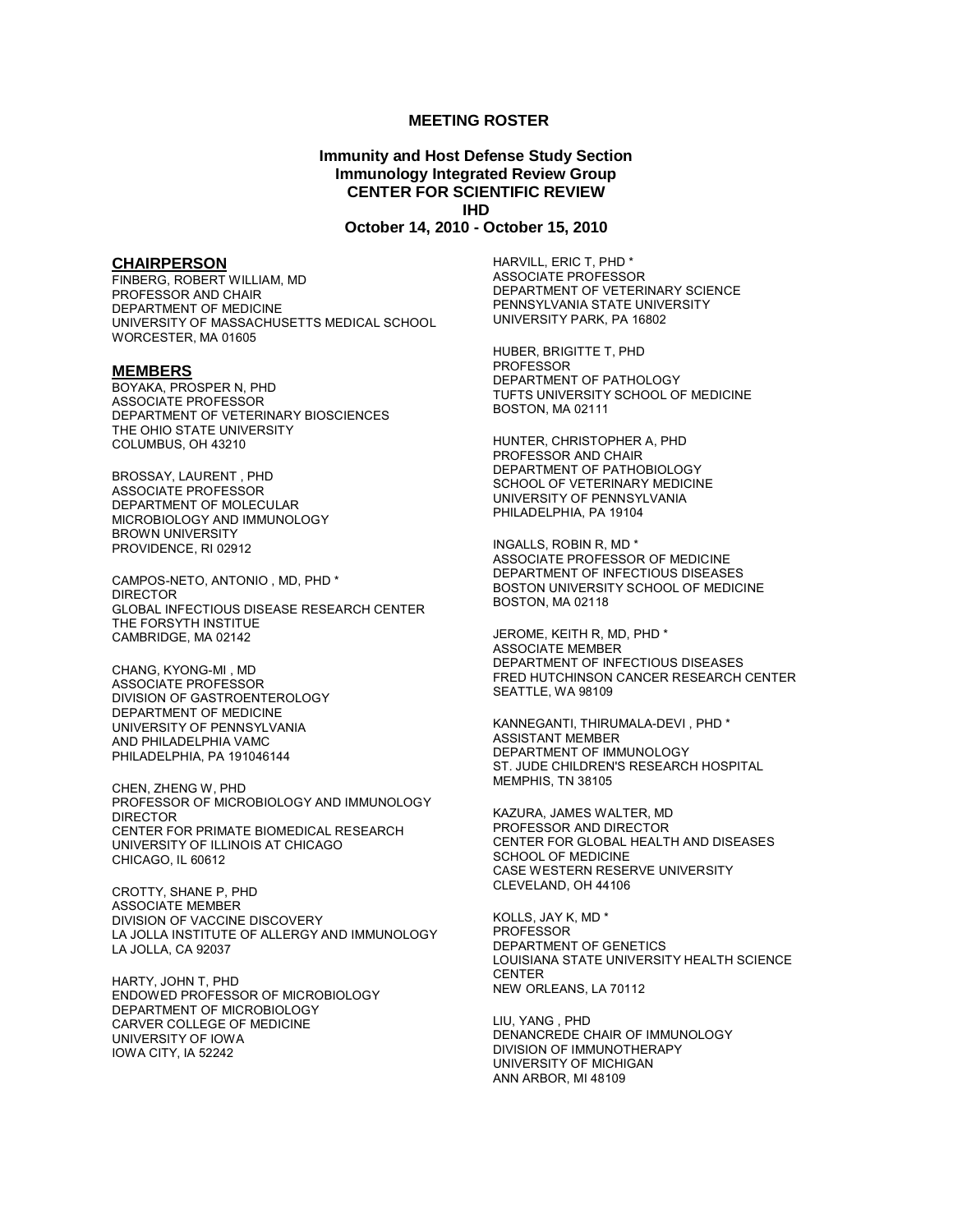## MEETING ROSTER

### Immunity and Host Defense Study Section
### Immunology Integrated Review Group
### CENTER FOR SCIENTIFIC REVIEW
### IHD
### October 14, 2010 - October 15, 2010

**CHAIRPERSON**

FINBERG, ROBERT WILLIAM, MD
PROFESSOR AND CHAIR
DEPARTMENT OF MEDICINE
UNIVERSITY OF MASSACHUSETTS MEDICAL SCHOOL
WORCESTER, MA 01605

**MEMBERS**

BOYAKA, PROSPER N, PHD
ASSOCIATE PROFESSOR
DEPARTMENT OF VETERINARY BIOSCIENCES
THE OHIO STATE UNIVERSITY
COLUMBUS, OH 43210

BROSSAY, LAURENT , PHD
ASSOCIATE PROFESSOR
DEPARTMENT OF MOLECULAR
MICROBIOLOGY AND IMMUNOLOGY
BROWN UNIVERSITY
PROVIDENCE, RI 02912

CAMPOS-NETO, ANTONIO , MD, PHD *
DIRECTOR
GLOBAL INFECTIOUS DISEASE RESEARCH CENTER
THE FORSYTH INSTITUE
CAMBRIDGE, MA 02142

CHANG, KYONG-MI , MD
ASSOCIATE PROFESSOR
DIVISION OF GASTROENTEROLOGY
DEPARTMENT OF MEDICINE
UNIVERSITY OF PENNSYLVANIA
AND PHILADELPHIA VAMC
PHILADELPHIA, PA 191046144

CHEN, ZHENG W, PHD
PROFESSOR OF MICROBIOLOGY AND IMMUNOLOGY
DIRECTOR
CENTER FOR PRIMATE BIOMEDICAL RESEARCH
UNIVERSITY OF ILLINOIS AT CHICAGO
CHICAGO, IL 60612

CROTTY, SHANE P, PHD
ASSOCIATE MEMBER
DIVISION OF VACCINE DISCOVERY
LA JOLLA INSTITUTE OF ALLERGY AND IMMUNOLOGY
LA JOLLA, CA 92037

HARTY, JOHN T, PHD
ENDOWED PROFESSOR OF MICROBIOLOGY
DEPARTMENT OF MICROBIOLOGY
CARVER COLLEGE OF MEDICINE
UNIVERSITY OF IOWA
IOWA CITY, IA 52242

HARVILL, ERIC T, PHD *
ASSOCIATE PROFESSOR
DEPARTMENT OF VETERINARY SCIENCE
PENNSYLVANIA STATE UNIVERSITY
UNIVERSITY PARK, PA 16802

HUBER, BRIGITTE T, PHD
PROFESSOR
DEPARTMENT OF PATHOLOGY
TUFTS UNIVERSITY SCHOOL OF MEDICINE
BOSTON, MA 02111

HUNTER, CHRISTOPHER A, PHD
PROFESSOR AND CHAIR
DEPARTMENT OF PATHOBIOLOGY
SCHOOL OF VETERINARY MEDICINE
UNIVERSITY OF PENNSYLVANIA
PHILADELPHIA, PA 19104

INGALLS, ROBIN R, MD *
ASSOCIATE PROFESSOR OF MEDICINE
DEPARTMENT OF INFECTIOUS DISEASES
BOSTON UNIVERSITY SCHOOL OF MEDICINE
BOSTON, MA 02118

JEROME, KEITH R, MD, PHD *
ASSOCIATE MEMBER
DEPARTMENT OF INFECTIOUS DISEASES
FRED HUTCHINSON CANCER RESEARCH CENTER
SEATTLE, WA 98109

KANNEGANTI, THIRUMALA-DEVI , PHD *
ASSISTANT MEMBER
DEPARTMENT OF IMMUNOLOGY
ST. JUDE CHILDREN'S RESEARCH HOSPITAL
MEMPHIS, TN 38105

KAZURA, JAMES WALTER, MD
PROFESSOR AND DIRECTOR
CENTER FOR GLOBAL HEALTH AND DISEASES
SCHOOL OF MEDICINE
CASE WESTERN RESERVE UNIVERSITY
CLEVELAND, OH 44106

KOLLS, JAY K, MD *
PROFESSOR
DEPARTMENT OF GENETICS
LOUISIANA STATE UNIVERSITY HEALTH SCIENCE CENTER
NEW ORLEANS, LA 70112

LIU, YANG , PHD
DENANCREDE CHAIR OF IMMUNOLOGY
DIVISION OF IMMUNOTHERAPY
UNIVERSITY OF MICHIGAN
ANN ARBOR, MI 48109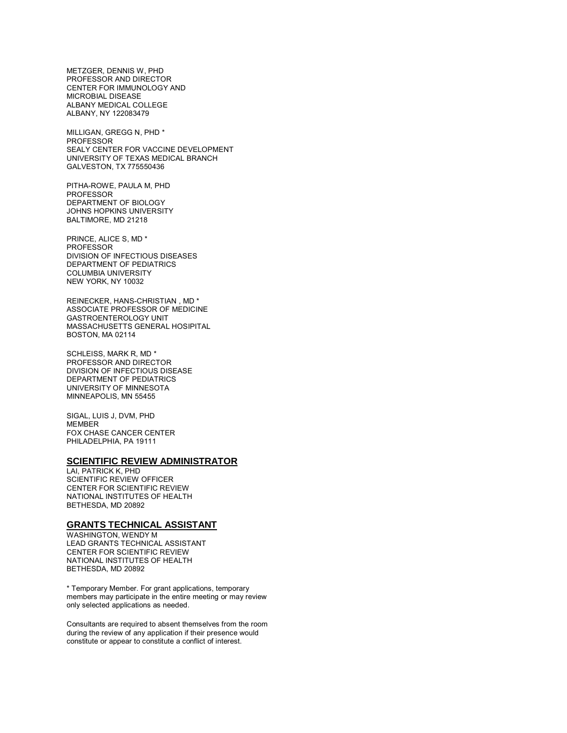METZGER, DENNIS W, PHD
PROFESSOR AND DIRECTOR
CENTER FOR IMMUNOLOGY AND
MICROBIAL DISEASE
ALBANY MEDICAL COLLEGE
ALBANY, NY 122083479

MILLIGAN, GREGG N, PHD *
PROFESSOR
SEALY CENTER FOR VACCINE DEVELOPMENT
UNIVERSITY OF TEXAS MEDICAL BRANCH
GALVESTON, TX 775550436

PITHA-ROWE, PAULA M, PHD
PROFESSOR
DEPARTMENT OF BIOLOGY
JOHNS HOPKINS UNIVERSITY
BALTIMORE, MD 21218

PRINCE, ALICE S, MD *
PROFESSOR
DIVISION OF INFECTIOUS DISEASES
DEPARTMENT OF PEDIATRICS
COLUMBIA UNIVERSITY
NEW YORK, NY 10032

REINECKER, HANS-CHRISTIAN , MD *
ASSOCIATE PROFESSOR OF MEDICINE
GASTROENTEROLOGY UNIT
MASSACHUSETTS GENERAL HOSIPITAL
BOSTON, MA 02114

SCHLEISS, MARK R, MD *
PROFESSOR AND DIRECTOR
DIVISION OF INFECTIOUS DISEASE
DEPARTMENT OF PEDIATRICS
UNIVERSITY OF MINNESOTA
MINNEAPOLIS, MN 55455

SIGAL, LUIS J, DVM, PHD
MEMBER
FOX CHASE CANCER CENTER
PHILADELPHIA, PA 19111

## SCIENTIFIC REVIEW ADMINISTRATOR

LAI, PATRICK K, PHD
SCIENTIFIC REVIEW OFFICER
CENTER FOR SCIENTIFIC REVIEW
NATIONAL INSTITUTES OF HEALTH
BETHESDA, MD 20892

## GRANTS TECHNICAL ASSISTANT

WASHINGTON, WENDY M
LEAD GRANTS TECHNICAL ASSISTANT
CENTER FOR SCIENTIFIC REVIEW
NATIONAL INSTITUTES OF HEALTH
BETHESDA, MD 20892

* Temporary Member. For grant applications, temporary members may participate in the entire meeting or may review only selected applications as needed.

Consultants are required to absent themselves from the room during the review of any application if their presence would constitute or appear to constitute a conflict of interest.